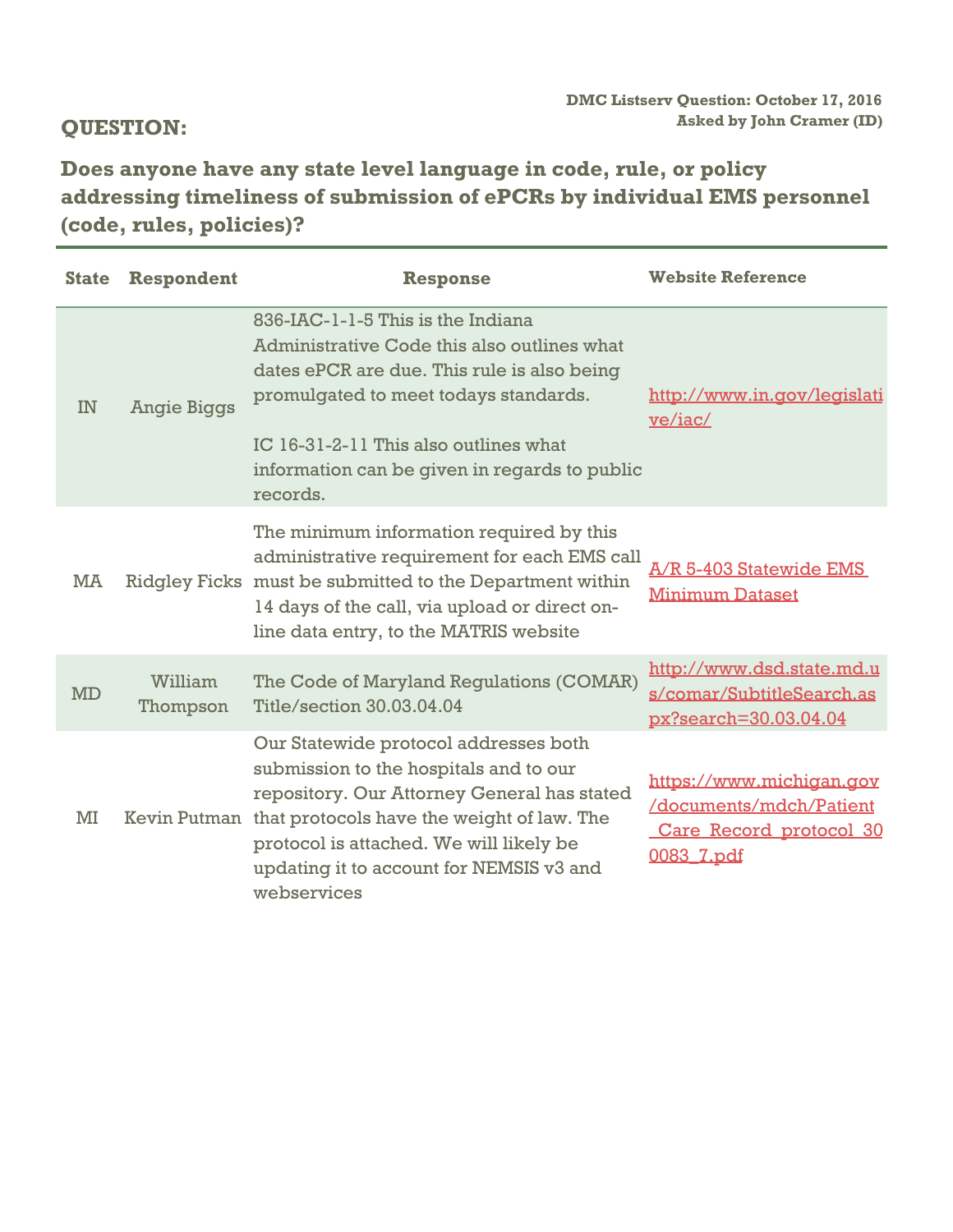DMC Listserv Question: October 17, 2016
Asked by John Cramer (ID)

## QUESTION:

## Does anyone have any state level language in code, rule, or policy addressing timeliness of submission of ePCRs by individual EMS personnel (code, rules, policies)?

| State | Respondent | Response | Website Reference |
|---|---|---|---|
| IN | Angie Biggs | 836-IAC-1-1-5 This is the Indiana Administrative Code this also outlines what dates ePCR are due. This rule is also being promulgated to meet todays standards.<br><br>IC 16-31-2-11 This also outlines what information can be given in regards to public records. | http://www.in.gov/legislative/iac/ |
| MA | Ridgley Ficks | The minimum information required by this administrative requirement for each EMS call must be submitted to the Department within 14 days of the call, via upload or direct on-line data entry, to the MATRIS website | A/R 5-403 Statewide EMS Minimum Dataset |
| MD | William Thompson | The Code of Maryland Regulations (COMAR) Title/section 30.03.04.04 | http://www.dsd.state.md.us/comar/SubtitleSearch.aspx?search=30.03.04.04 |
| MI | Kevin Putman | Our Statewide protocol addresses both submission to the hospitals and to our repository. Our Attorney General has stated that protocols have the weight of law. The protocol is attached. We will likely be updating it to account for NEMSIS v3 and webservices | https://www.michigan.gov/documents/mdch/Patient_Care_Record_protocol_300083_7.pdf |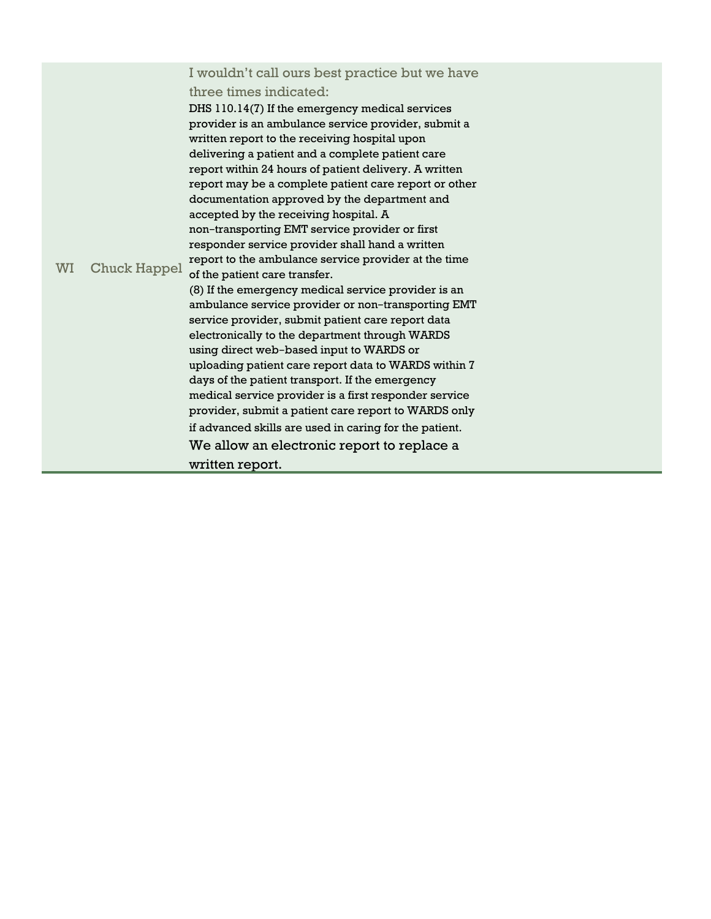| | | |
|---|---|---|
| WI | Chuck Happel | I wouldn't call ours best practice but we have three times indicated:<br>DHS 110.14(7) If the emergency medical services provider is an ambulance service provider, submit a written report to the receiving hospital upon delivering a patient and a complete patient care report within 24 hours of patient delivery. A written report may be a complete patient care report or other documentation approved by the department and accepted by the receiving hospital. A non-transporting EMT service provider or first responder service provider shall hand a written report to the ambulance service provider at the time of the patient care transfer.<br>(8) If the emergency medical service provider is an ambulance service provider or non-transporting EMT service provider, submit patient care report data electronically to the department through WARDS using direct web-based input to WARDS or uploading patient care report data to WARDS within 7 days of the patient transport. If the emergency medical service provider is a first responder service provider, submit a patient care report to WARDS only if advanced skills are used in caring for the patient.<br>We allow an electronic report to replace a written report. |